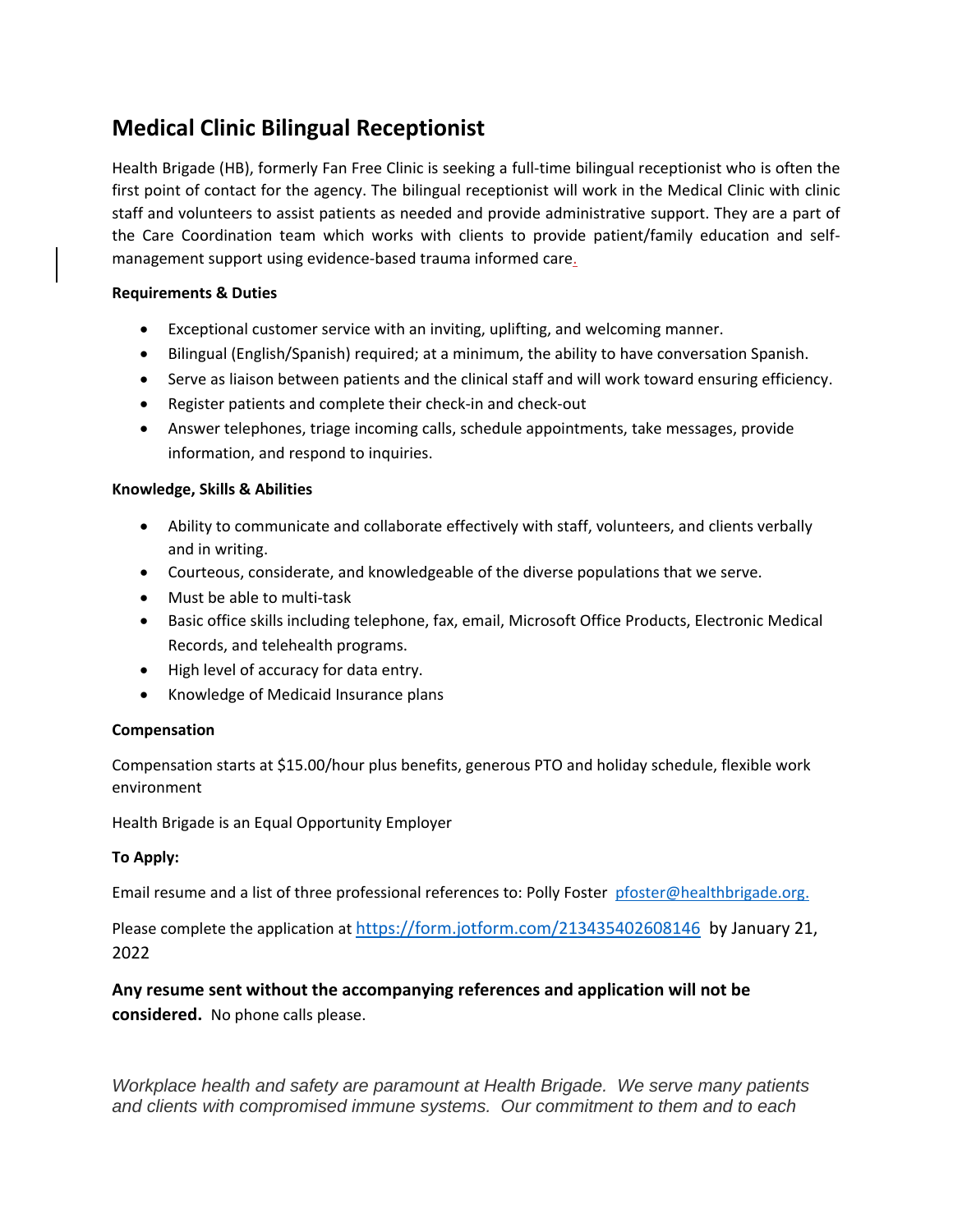# Medical Clinic Bilingual Receptionist

Health Brigade (HB), formerly Fan Free Clinic is seeking a full-time bilingual receptionist who is often the first point of contact for the agency. The bilingual receptionist will work in the Medical Clinic with clinic staff and volunteers to assist patients as needed and provide administrative support. They are a part of the Care Coordination team which works with clients to provide patient/family education and self-management support using evidence-based trauma informed care.

**Requirements & Duties**

- Exceptional customer service with an inviting, uplifting, and welcoming manner.
- Bilingual (English/Spanish) required; at a minimum, the ability to have conversation Spanish.
- Serve as liaison between patients and the clinical staff and will work toward ensuring efficiency.
- Register patients and complete their check-in and check-out
- Answer telephones, triage incoming calls, schedule appointments, take messages, provide information, and respond to inquiries.

**Knowledge, Skills & Abilities**

- Ability to communicate and collaborate effectively with staff, volunteers, and clients verbally and in writing.
- Courteous, considerate, and knowledgeable of the diverse populations that we serve.
- Must be able to multi-task
- Basic office skills including telephone, fax, email, Microsoft Office Products, Electronic Medical Records, and telehealth programs.
- High level of accuracy for data entry.
- Knowledge of Medicaid Insurance plans

**Compensation**

Compensation starts at $15.00/hour plus benefits, generous PTO and holiday schedule, flexible work environment

Health Brigade is an Equal Opportunity Employer

**To Apply:**

Email resume and a list of three professional references to: Polly Foster pfoster@healthbrigade.org.

Please complete the application at https://form.jotform.com/213435402608146 by January 21, 2022

**Any resume sent without the accompanying references and application will not be considered.** No phone calls please.

*Workplace health and safety are paramount at Health Brigade. We serve many patients and clients with compromised immune systems. Our commitment to them and to each*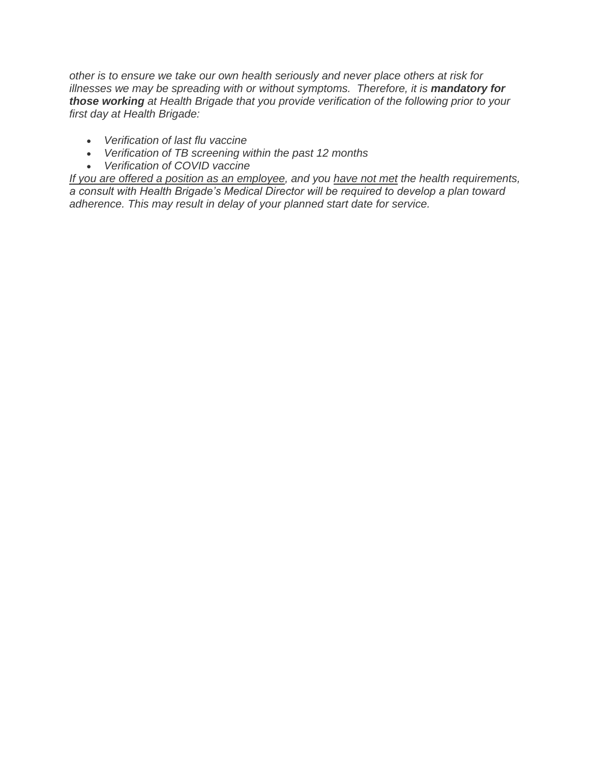*other is to ensure we take our own health seriously and never place others at risk for illnesses we may be spreading with or without symptoms. Therefore, it is **mandatory for those working** at Health Brigade that you provide verification of the following prior to your first day at Health Brigade:*

- *Verification of last flu vaccine*
- *Verification of TB screening within the past 12 months*
- *Verification of COVID vaccine*

*<u>If you are offered a position as an employee</u>, and you <u>have not met</u> the health requirements, a consult with Health Brigade's Medical Director will be required to develop a plan toward adherence. This may result in delay of your planned start date for service.*